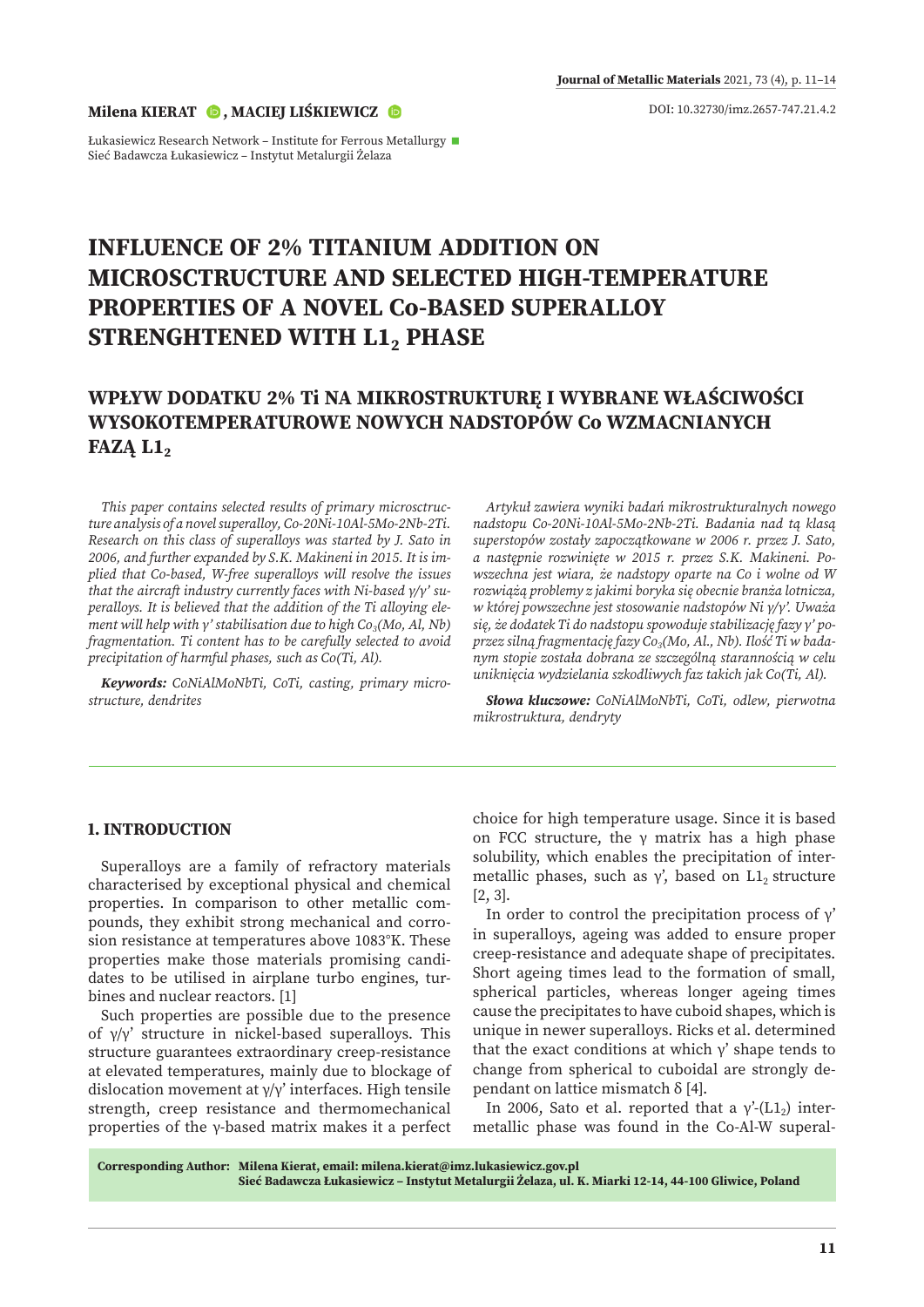Milena KIERAT, MACIEJ LIŚKIEWICZ

DOI: 10.32730/imz.2657-747.21.4.2

Łukasiewicz Research Network – Institute for Ferrous Metallurgy
Sieć Badawcza Łukasiewicz – Instytut Metalurgii Żelaza

# INFLUENCE OF 2% TITANIUM ADDITION ON MICROSCTRUCTURE AND SELECTED HIGH-TEMPERATURE PROPERTIES OF A NOVEL Co-BASED SUPERALLOY STRENGHTENED WITH $L1_2$ PHASE

## WPŁYW DODATKU 2% Ti NA MIKROSTRUKTURĘ I WYBRANE WŁAŚCIWOŚCI WYSOKOTEMPERATUROWE NOWYCH NADSTOPÓW Co WZMACNIANYCH FAZĄ $L1_2$

*This paper contains selected results of primary microsctructure analysis of a novel superalloy, Co-20Ni-10Al-5Mo-2Nb-2Ti. Research on this class of superalloys was started by J. Sato in 2006, and further expanded by S.K. Makineni in 2015. It is implied that Co-based, W-free superalloys will resolve the issues that the aircraft industry currently faces with Ni-based γ/γ' superalloys. It is believed that the addition of the Ti alloying element will help with γ' stabilisation due to high $Co_3$(Mo, Al, Nb) fragmentation. Ti content has to be carefully selected to avoid precipitation of harmful phases, such as Co(Ti, Al).*

***Keywords:*** *CoNiAlMoNbTi, CoTi, casting, primary microstructure, dendrites*

*Artykuł zawiera wyniki badań mikrostrukturalnych nowego nadstopu Co-20Ni-10Al-5Mo-2Nb-2Ti. Badania nad tą klasą superstopów zostały zapoczątkowane w 2006 r. przez J. Sato, a następnie rozwinięte w 2015 r. przez S.K. Makineni. Powszechna jest wiara, że nadstopy oparte na Co i wolne od W rozwiążą problemy z jakimi boryka się obecnie branża lotnicza, w której powszechne jest stosowanie nadstopów Ni γ/γ'. Uważa się, że dodatek Ti do nadstopu spowoduje stabilizację fazy γ' poprzez silną fragmentację fazy $Co_3$(Mo, Al., Nb). Ilość Ti w badanym stopie została dobrana ze szczególną starannością w celu uniknięcia wydzielania szkodliwych faz takich jak Co(Ti, Al).*

***Słowa kluczowe:*** *CoNiAlMoNbTi, CoTi, odlew, pierwotna mikrostruktura, dendryty*

## 1. INTRODUCTION

Superalloys are a family of refractory materials characterised by exceptional physical and chemical properties. In comparison to other metallic compounds, they exhibit strong mechanical and corrosion resistance at temperatures above 1083°K. These properties make those materials promising candidates to be utilised in airplane turbo engines, turbines and nuclear reactors. [1]

Such properties are possible due to the presence of γ/γ' structure in nickel-based superalloys. This structure guarantees extraordinary creep-resistance at elevated temperatures, mainly due to blockage of dislocation movement at γ/γ' interfaces. High tensile strength, creep resistance and thermomechanical properties of the γ-based matrix makes it a perfect choice for high temperature usage. Since it is based on FCC structure, the γ matrix has a high phase solubility, which enables the precipitation of intermetallic phases, such as γ', based on $L1_2$ structure [2, 3].

In order to control the precipitation process of γ' in superalloys, ageing was added to ensure proper creep-resistance and adequate shape of precipitates. Short ageing times lead to the formation of small, spherical particles, whereas longer ageing times cause the precipitates to have cuboid shapes, which is unique in newer superalloys. Ricks et al. determined that the exact conditions at which γ' shape tends to change from spherical to cuboidal are strongly dependant on lattice mismatch δ [4].

In 2006, Sato et al. reported that a γ'-($L1_2$) intermetallic phase was found in the Co-Al-W superal-

**Corresponding Author:** Milena Kierat, email: milena.kierat@imz.lukasiewicz.gov.pl
Sieć Badawcza Łukasiewicz – Instytut Metalurgii Żelaza, ul. K. Miarki 12-14, 44-100 Gliwice, Poland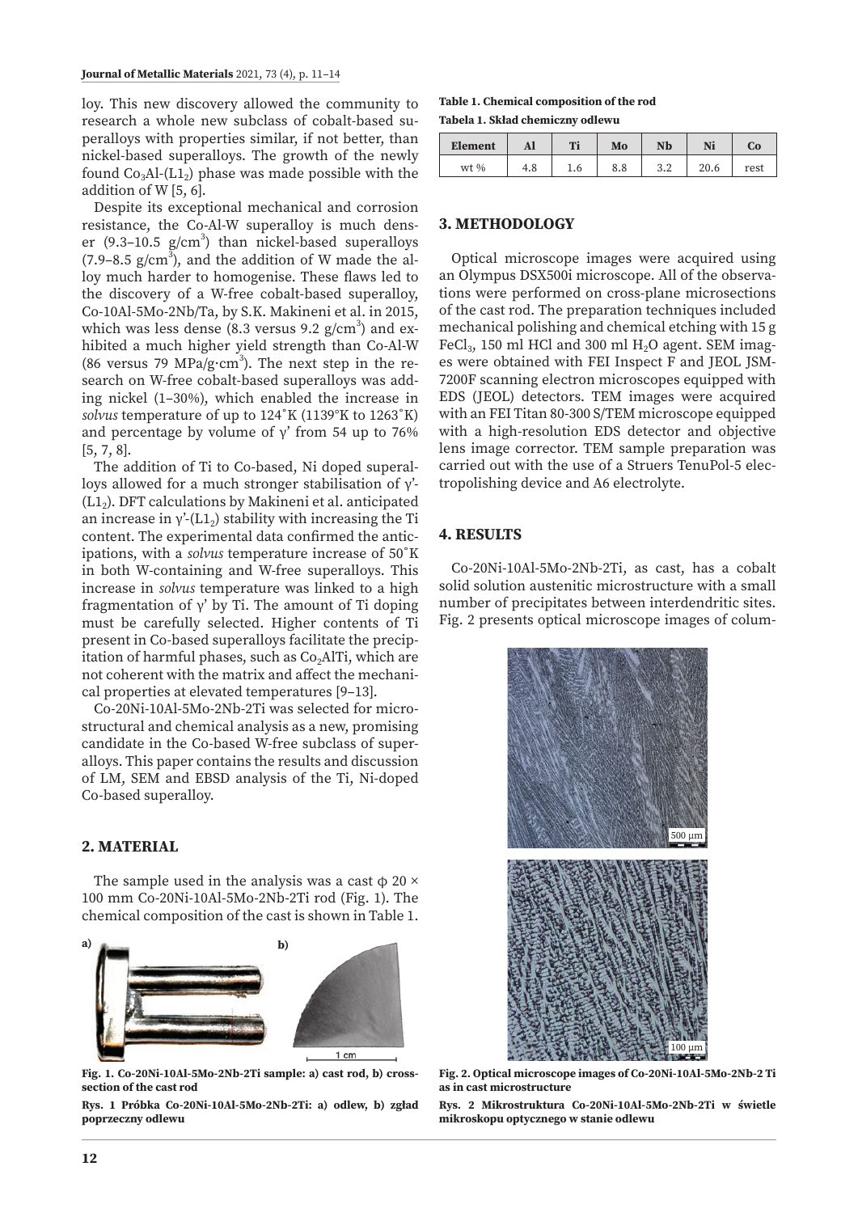loy. This new discovery allowed the community to research a whole new subclass of cobalt-based superalloys with properties similar, if not better, than nickel-based superalloys. The growth of the newly found $Co_3Al$-($L1_2$) phase was made possible with the addition of W [5, 6].

Despite its exceptional mechanical and corrosion resistance, the Co-Al-W superalloy is much denser (9.3–10.5 g/cm$^3$) than nickel-based superalloys (7.9–8.5 g/cm$^3$), and the addition of W made the alloy much harder to homogenise. These flaws led to the discovery of a W-free cobalt-based superalloy, Co-10Al-5Mo-2Nb/Ta, by S.K. Makineni et al. in 2015, which was less dense (8.3 versus 9.2 g/cm$^3$) and exhibited a much higher yield strength than Co-Al-W (86 versus 79 MPa/g·cm$^3$). The next step in the research on W-free cobalt-based superalloys was adding nickel (1–30%), which enabled the increase in *solvus* temperature of up to 124˚K (1139˚K to 1263˚K) and percentage by volume of γ' from 54 up to 76% [5, 7, 8].

The addition of Ti to Co-based, Ni doped superalloys allowed for a much stronger stabilisation of γ'-($L1_2$). DFT calculations by Makineni et al. anticipated an increase in γ'-($L1_2$) stability with increasing the Ti content. The experimental data confirmed the anticipations, with a *solvus* temperature increase of 50˚K in both W-containing and W-free superalloys. This increase in *solvus* temperature was linked to a high fragmentation of γ' by Ti. The amount of Ti doping must be carefully selected. Higher contents of Ti present in Co-based superalloys facilitate the precipitation of harmful phases, such as $Co_2AlTi$, which are not coherent with the matrix and affect the mechanical properties at elevated temperatures [9–13].

Co-20Ni-10Al-5Mo-2Nb-2Ti was selected for microstructural and chemical analysis as a new, promising candidate in the Co-based W-free subclass of superalloys. This paper contains the results and discussion of LM, SEM and EBSD analysis of the Ti, Ni-doped Co-based superalloy.

## 2. MATERIAL

The sample used in the analysis was a cast ϕ 20 × 100 mm Co-20Ni-10Al-5Mo-2Nb-2Ti rod (Fig. 1). The chemical composition of the cast is shown in Table 1.

**Fig. 1. Co-20Ni-10Al-5Mo-2Nb-2Ti sample: a) cast rod, b) cross-section of the cast rod**

**Rys. 1 Próbka Co-20Ni-10Al-5Mo-2Nb-2Ti: a) odlew, b) zgład poprzeczny odlewu**

**Table 1. Chemical composition of the rod**

**Tabela 1. Skład chemiczny odlewu**

| Element | Al | Ti | Mo | Nb | Ni | Co |
|---|---|---|---|---|---|---|
| wt % | 4.8 | 1.6 | 8.8 | 3.2 | 20.6 | rest |

## 3. METHODOLOGY

Optical microscope images were acquired using an Olympus DSX500i microscope. All of the observations were performed on cross-plane microsections of the cast rod. The preparation techniques included mechanical polishing and chemical etching with 15 g $FeCl_3$, 150 ml HCl and 300 ml $H_2O$ agent. SEM images were obtained with FEI Inspect F and JEOL JSM-7200F scanning electron microscopes equipped with EDS (JEOL) detectors. TEM images were acquired with an FEI Titan 80-300 S/TEM microscope equipped with a high-resolution EDS detector and objective lens image corrector. TEM sample preparation was carried out with the use of a Struers TenuPol-5 electropolishing device and A6 electrolyte.

## 4. RESULTS

Co-20Ni-10Al-5Mo-2Nb-2Ti, as cast, has a cobalt solid solution austenitic microstructure with a small number of precipitates between interdendritic sites. Fig. 2 presents optical microscope images of colum-

**Fig. 2. Optical microscope images of Co-20Ni-10Al-5Mo-2Nb-2 Ti as in cast microstructure**

**Rys. 2 Mikrostruktura Co-20Ni-10Al-5Mo-2Nb-2Ti w świetle mikroskopu optycznego w stanie odlewu**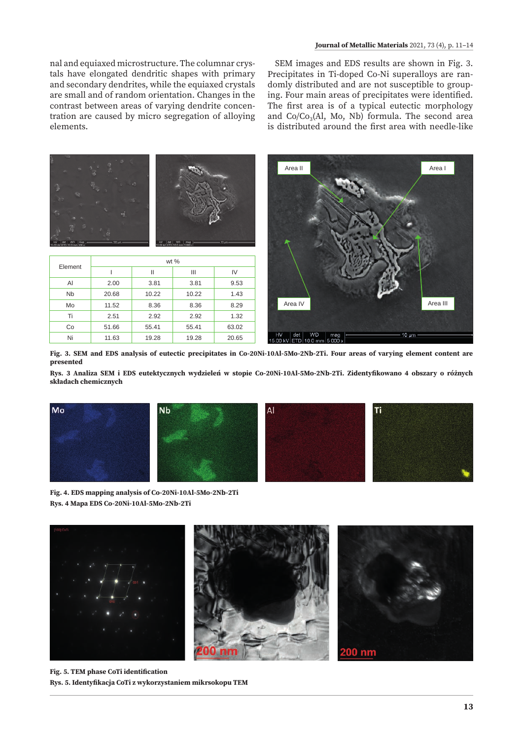nal and equiaxed microstructure. The columnar crystals have elongated dendritic shapes with primary and secondary dendrites, while the equiaxed crystals are small and of random orientation. Changes in the contrast between areas of varying dendrite concentration are caused by micro segregation of alloying elements.

SEM images and EDS results are shown in Fig. 3. Precipitates in Ti-doped Co-Ni superalloys are randomly distributed and are not susceptible to grouping. Four main areas of precipitates were identified. The first area is of a typical eutectic morphology and Co/$Co_3$(Al, Mo, Nb) formula. The second area is distributed around the first area with needle-like

| Element | wt % | | | |
|---|---|---|---|---|
| | I | II | III | IV |
| Al | 2.00 | 3.81 | 3.81 | 9.53 |
| Nb | 20.68 | 10.22 | 10.22 | 1.43 |
| Mo | 11.52 | 8.36 | 8.36 | 8.29 |
| Ti | 2.51 | 2.92 | 2.92 | 1.32 |
| Co | 51.66 | 55.41 | 55.41 | 63.02 |
| Ni | 11.63 | 19.28 | 19.28 | 20.65 |

**Fig. 3. SEM and EDS analysis of eutectic precipitates in Co-20Ni-10Al-5Mo-2Nb-2Ti. Four areas of varying element content are presented**

**Rys. 3 Analiza SEM i EDS eutektycznych wydzieleń w stopie Co-20Ni-10Al-5Mo-2Nb-2Ti. Zidentyfikowano 4 obszary o różnych składach chemicznych**

**Fig. 4. EDS mapping analysis of Co-20Ni-10Al-5Mo-2Nb-2Ti**

**Rys. 4 Mapa EDS Co-20Ni-10Al-5Mo-2Nb-2Ti**

**Fig. 5. TEM phase CoTi identification**

**Rys. 5. Identyfikacja CoTi z wykorzystaniem mikrsokopu TEM**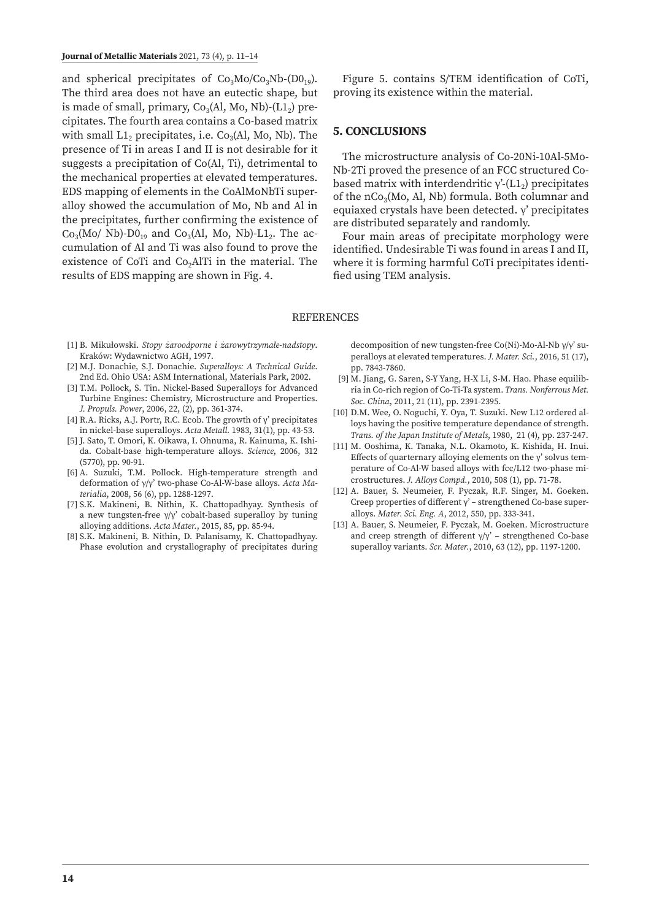and spherical precipitates of $Co_3Mo/Co_3Nb$-($D0_{19}$). The third area does not have an eutectic shape, but is made of small, primary, $Co_3$(Al, Mo, Nb)-($L1_2$) precipitates. The fourth area contains a Co-based matrix with small $L1_2$ precipitates, i.e. $Co_3$(Al, Mo, Nb). The presence of Ti in areas I and II is not desirable for it suggests a precipitation of Co(Al, Ti), detrimental to the mechanical properties at elevated temperatures. EDS mapping of elements in the CoAlMoNbTi superalloy showed the accumulation of Mo, Nb and Al in the precipitates, further confirming the existence of $Co_3$(Mo/ Nb)-$D0_{19}$ and $Co_3$(Al, Mo, Nb)-$L1_2$. The accumulation of Al and Ti was also found to prove the existence of CoTi and $Co_2$AlTi in the material. The results of EDS mapping are shown in Fig. 4.

Figure 5. contains S/TEM identification of CoTi, proving its existence within the material.

## 5. CONCLUSIONS

The microstructure analysis of Co-20Ni-10Al-5Mo-Nb-2Ti proved the presence of an FCC structured Co-based matrix with interdendritic γ'-($L1_2$) precipitates of the $nCo_3$(Mo, Al, Nb) formula. Both columnar and equiaxed crystals have been detected. γ' precipitates are distributed separately and randomly.

Four main areas of precipitate morphology were identified. Undesirable Ti was found in areas I and II, where it is forming harmful CoTi precipitates identified using TEM analysis.

## REFERENCES

[1] B. Mikułowski. *Stopy żaroodporne i żarowytrzymałe-nadstopy*. Kraków: Wydawnictwo AGH, 1997.

[2] M.J. Donachie, S.J. Donachie. *Superalloys: A Technical Guide*. 2nd Ed. Ohio USA: ASM International, Materials Park, 2002.

[3] T.M. Pollock, S. Tin. Nickel-Based Superalloys for Advanced Turbine Engines: Chemistry, Microstructure and Properties. *J. Propuls. Power*, 2006, 22, (2), pp. 361-374.

[4] R.A. Ricks, A.J. Portr, R.C. Ecob. The growth of γ' precipitates in nickel-base superalloys. *Acta Metall.* 1983, 31(1), pp. 43-53.

[5] J. Sato, T. Omori, K. Oikawa, I. Ohnuma, R. Kainuma, K. Ishida. Cobalt-base high-temperature alloys. *Science*, 2006, 312 (5770), pp. 90-91.

[6] A. Suzuki, T.M. Pollock. High-temperature strength and deformation of γ/γ' two-phase Co-Al-W-base alloys. *Acta Materialia*, 2008, 56 (6), pp. 1288-1297.

[7] S.K. Makineni, B. Nithin, K. Chattopadhyay. Synthesis of a new tungsten-free γ/γ' cobalt-based superalloy by tuning alloying additions. *Acta Mater.*, 2015, 85, pp. 85-94.

[8] S.K. Makineni, B. Nithin, D. Palanisamy, K. Chattopadhyay. Phase evolution and crystallography of precipitates during decomposition of new tungsten-free Co(Ni)-Mo-Al-Nb γ/γ' superalloys at elevated temperatures. *J. Mater. Sci.*, 2016, 51 (17), pp. 7843-7860.

[9] M. Jiang, G. Saren, S-Y Yang, H-X Li, S-M. Hao. Phase equilibria in Co-rich region of Co-Ti-Ta system. *Trans. Nonferrous Met. Soc. China*, 2011, 21 (11), pp. 2391-2395.

[10] D.M. Wee, O. Noguchi, Y. Oya, T. Suzuki. New L12 ordered alloys having the positive temperature dependance of strength. *Trans. of the Japan Institute of Metals*, 1980, 21 (4), pp. 237-247.

[11] M. Ooshima, K. Tanaka, N.L. Okamoto, K. Kishida, H. Inui. Effects of quarternary alloying elements on the γ' solvus temperature of Co-Al-W based alloys with fcc/L12 two-phase microstructures. *J. Alloys Compd.*, 2010, 508 (1), pp. 71-78.

[12] A. Bauer, S. Neumeier, F. Pyczak, R.F. Singer, M. Goeken. Creep properties of different γ' – strengthened Co-base superalloys. *Mater. Sci. Eng. A*, 2012, 550, pp. 333-341.

[13] A. Bauer, S. Neumeier, F. Pyczak, M. Goeken. Microstructure and creep strength of different γ/γ' – strengthened Co-base superalloy variants. *Scr. Mater.*, 2010, 63 (12), pp. 1197-1200.